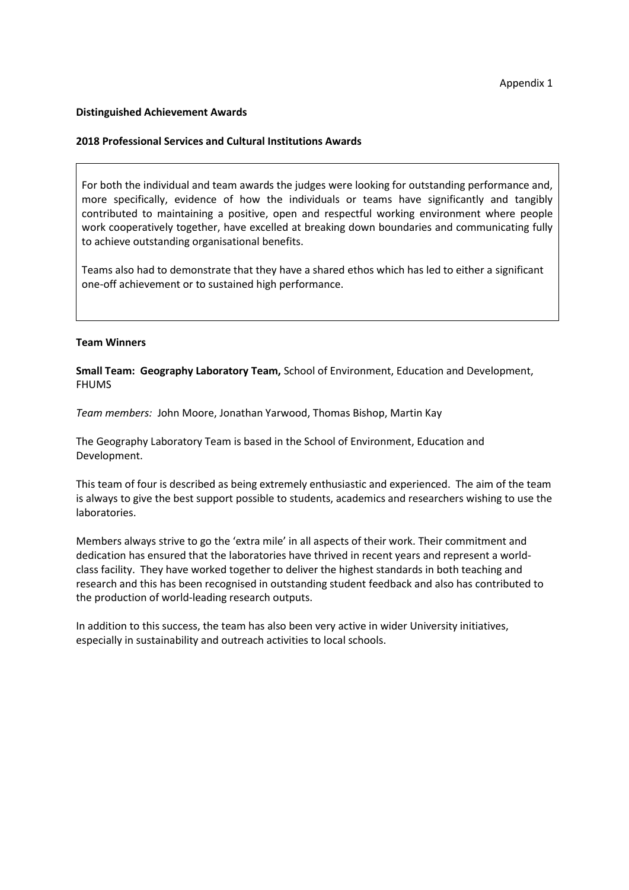Appendix 1

**Distinguished Achievement Awards**

**2018 Professional Services and Cultural Institutions Awards**

For both the individual and team awards the judges were looking for outstanding performance and, more specifically, evidence of how the individuals or teams have significantly and tangibly contributed to maintaining a positive, open and respectful working environment where people work cooperatively together, have excelled at breaking down boundaries and communicating fully to achieve outstanding organisational benefits.

Teams also had to demonstrate that they have a shared ethos which has led to either a significant one-off achievement or to sustained high performance.

**Team Winners**

**Small Team: Geography Laboratory Team,** School of Environment, Education and Development, FHUMS

*Team members:* John Moore, Jonathan Yarwood, Thomas Bishop, Martin Kay

The Geography Laboratory Team is based in the School of Environment, Education and Development.

This team of four is described as being extremely enthusiastic and experienced. The aim of the team is always to give the best support possible to students, academics and researchers wishing to use the laboratories.

Members always strive to go the 'extra mile' in all aspects of their work. Their commitment and dedication has ensured that the laboratories have thrived in recent years and represent a world-class facility. They have worked together to deliver the highest standards in both teaching and research and this has been recognised in outstanding student feedback and also has contributed to the production of world-leading research outputs.

In addition to this success, the team has also been very active in wider University initiatives, especially in sustainability and outreach activities to local schools.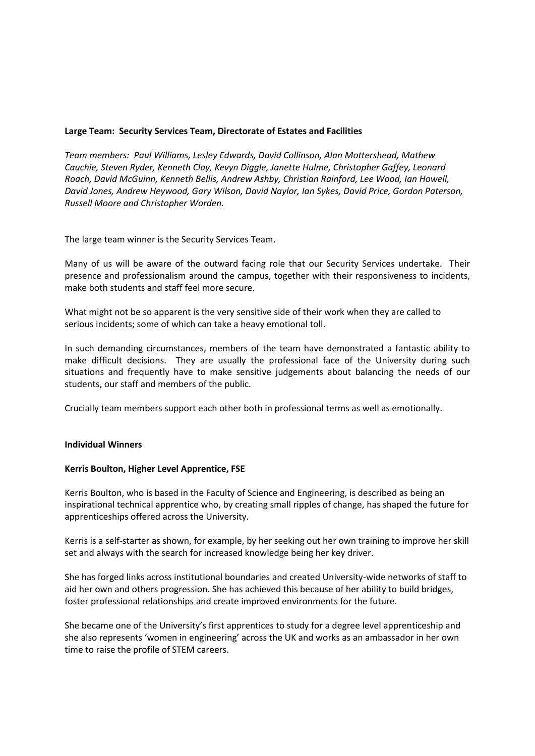**Large Team: Security Services Team, Directorate of Estates and Facilities**

*Team members: Paul Williams, Lesley Edwards, David Collinson, Alan Mottershead, Mathew Cauchie, Steven Ryder, Kenneth Clay, Kevyn Diggle, Janette Hulme, Christopher Gaffey, Leonard Roach, David McGuinn, Kenneth Bellis, Andrew Ashby, Christian Rainford, Lee Wood, Ian Howell, David Jones, Andrew Heywood, Gary Wilson, David Naylor, Ian Sykes, David Price, Gordon Paterson, Russell Moore and Christopher Worden.*

The large team winner is the Security Services Team.

Many of us will be aware of the outward facing role that our Security Services undertake. Their presence and professionalism around the campus, together with their responsiveness to incidents, make both students and staff feel more secure.

What might not be so apparent is the very sensitive side of their work when they are called to serious incidents; some of which can take a heavy emotional toll.

In such demanding circumstances, members of the team have demonstrated a fantastic ability to make difficult decisions. They are usually the professional face of the University during such situations and frequently have to make sensitive judgements about balancing the needs of our students, our staff and members of the public.

Crucially team members support each other both in professional terms as well as emotionally.

**Individual Winners**

**Kerris Boulton, Higher Level Apprentice, FSE**

Kerris Boulton, who is based in the Faculty of Science and Engineering, is described as being an inspirational technical apprentice who, by creating small ripples of change, has shaped the future for apprenticeships offered across the University.

Kerris is a self-starter as shown, for example, by her seeking out her own training to improve her skill set and always with the search for increased knowledge being her key driver.

She has forged links across institutional boundaries and created University-wide networks of staff to aid her own and others progression. She has achieved this because of her ability to build bridges, foster professional relationships and create improved environments for the future.

She became one of the University's first apprentices to study for a degree level apprenticeship and she also represents 'women in engineering' across the UK and works as an ambassador in her own time to raise the profile of STEM careers.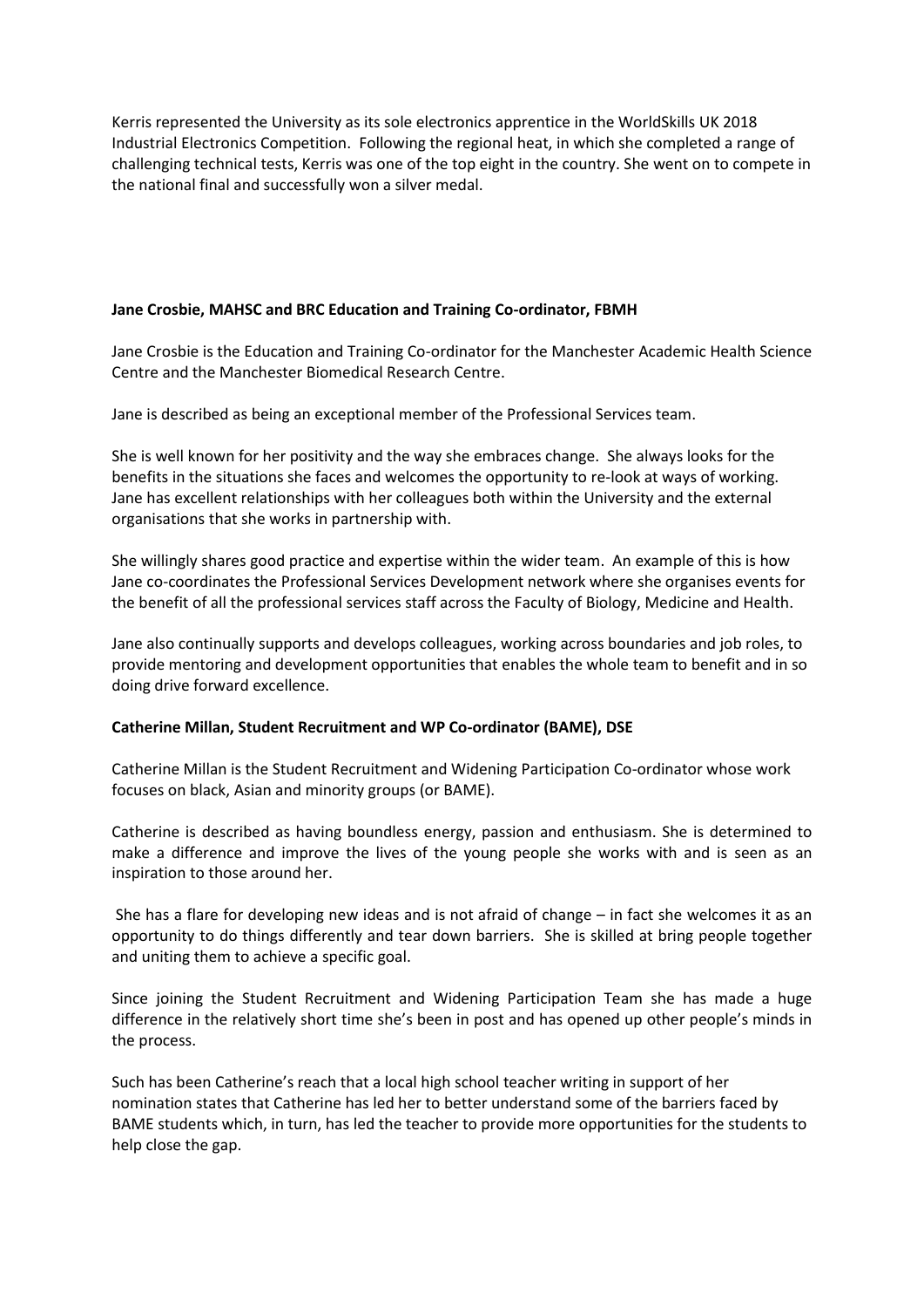Kerris represented the University as its sole electronics apprentice in the WorldSkills UK 2018 Industrial Electronics Competition. Following the regional heat, in which she completed a range of challenging technical tests, Kerris was one of the top eight in the country. She went on to compete in the national final and successfully won a silver medal.

**Jane Crosbie, MAHSC and BRC Education and Training Co-ordinator, FBMH**

Jane Crosbie is the Education and Training Co-ordinator for the Manchester Academic Health Science Centre and the Manchester Biomedical Research Centre.

Jane is described as being an exceptional member of the Professional Services team.

She is well known for her positivity and the way she embraces change. She always looks for the benefits in the situations she faces and welcomes the opportunity to re-look at ways of working. Jane has excellent relationships with her colleagues both within the University and the external organisations that she works in partnership with.

She willingly shares good practice and expertise within the wider team. An example of this is how Jane co-coordinates the Professional Services Development network where she organises events for the benefit of all the professional services staff across the Faculty of Biology, Medicine and Health.

Jane also continually supports and develops colleagues, working across boundaries and job roles, to provide mentoring and development opportunities that enables the whole team to benefit and in so doing drive forward excellence.

**Catherine Millan, Student Recruitment and WP Co-ordinator (BAME), DSE**

Catherine Millan is the Student Recruitment and Widening Participation Co-ordinator whose work focuses on black, Asian and minority groups (or BAME).

Catherine is described as having boundless energy, passion and enthusiasm. She is determined to make a difference and improve the lives of the young people she works with and is seen as an inspiration to those around her.

She has a flare for developing new ideas and is not afraid of change – in fact she welcomes it as an opportunity to do things differently and tear down barriers. She is skilled at bring people together and uniting them to achieve a specific goal.

Since joining the Student Recruitment and Widening Participation Team she has made a huge difference in the relatively short time she's been in post and has opened up other people's minds in the process.

Such has been Catherine's reach that a local high school teacher writing in support of her nomination states that Catherine has led her to better understand some of the barriers faced by BAME students which, in turn, has led the teacher to provide more opportunities for the students to help close the gap.